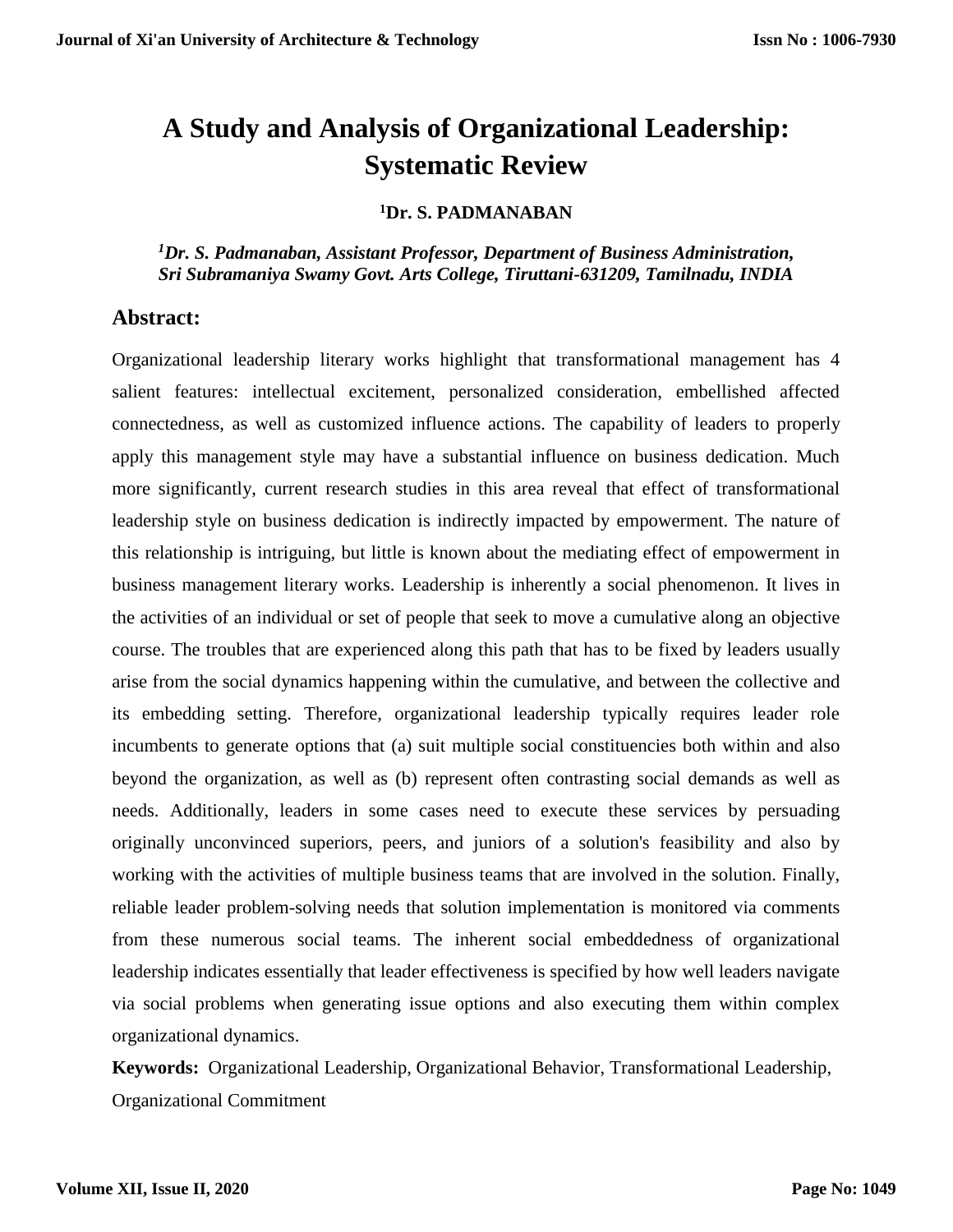# A Study and Analysis of Organizational Leadership: Systematic Review

**[1]Dr. S. PADMANABAN**

***[1]Dr. S. Padmanaban, Assistant Professor, Department of Business Administration, Sri Subramaniya Swamy Govt. Arts College, Tiruttani-631209, Tamilnadu, INDIA***

## Abstract:

Organizational leadership literary works highlight that transformational management has 4 salient features: intellectual excitement, personalized consideration, embellished affected connectedness, as well as customized influence actions. The capability of leaders to properly apply this management style may have a substantial influence on business dedication. Much more significantly, current research studies in this area reveal that effect of transformational leadership style on business dedication is indirectly impacted by empowerment. The nature of this relationship is intriguing, but little is known about the mediating effect of empowerment in business management literary works. Leadership is inherently a social phenomenon. It lives in the activities of an individual or set of people that seek to move a cumulative along an objective course. The troubles that are experienced along this path that has to be fixed by leaders usually arise from the social dynamics happening within the cumulative, and between the collective and its embedding setting. Therefore, organizational leadership typically requires leader role incumbents to generate options that (a) suit multiple social constituencies both within and also beyond the organization, as well as (b) represent often contrasting social demands as well as needs. Additionally, leaders in some cases need to execute these services by persuading originally unconvinced superiors, peers, and juniors of a solution's feasibility and also by working with the activities of multiple business teams that are involved in the solution. Finally, reliable leader problem-solving needs that solution implementation is monitored via comments from these numerous social teams. The inherent social embeddedness of organizational leadership indicates essentially that leader effectiveness is specified by how well leaders navigate via social problems when generating issue options and also executing them within complex organizational dynamics.

**Keywords:** Organizational Leadership, Organizational Behavior, Transformational Leadership, Organizational Commitment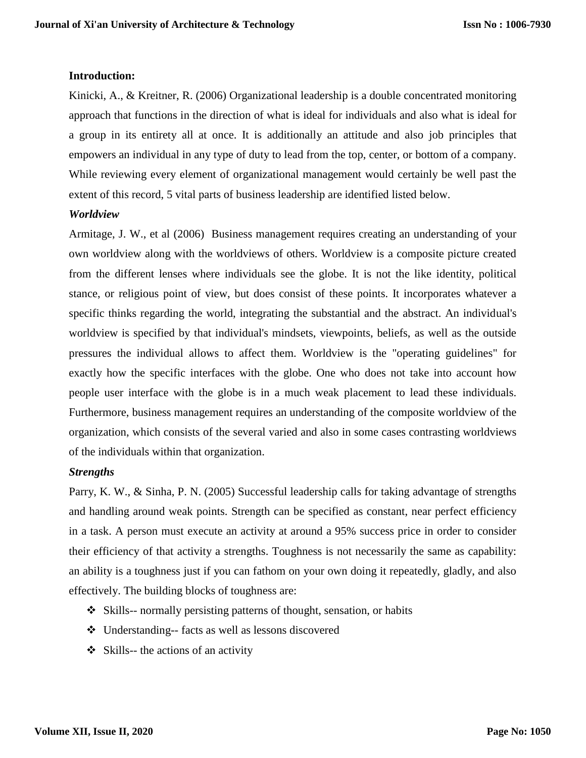**Introduction:**

Kinicki, A., & Kreitner, R. (2006) Organizational leadership is a double concentrated monitoring approach that functions in the direction of what is ideal for individuals and also what is ideal for a group in its entirety all at once. It is additionally an attitude and also job principles that empowers an individual in any type of duty to lead from the top, center, or bottom of a company. While reviewing every element of organizational management would certainly be well past the extent of this record, 5 vital parts of business leadership are identified listed below.

***Worldview***

Armitage, J. W., et al (2006) Business management requires creating an understanding of your own worldview along with the worldviews of others. Worldview is a composite picture created from the different lenses where individuals see the globe. It is not the like identity, political stance, or religious point of view, but does consist of these points. It incorporates whatever a specific thinks regarding the world, integrating the substantial and the abstract. An individual's worldview is specified by that individual's mindsets, viewpoints, beliefs, as well as the outside pressures the individual allows to affect them. Worldview is the "operating guidelines" for exactly how the specific interfaces with the globe. One who does not take into account how people user interface with the globe is in a much weak placement to lead these individuals. Furthermore, business management requires an understanding of the composite worldview of the organization, which consists of the several varied and also in some cases contrasting worldviews of the individuals within that organization.

***Strengths***

Parry, K. W., & Sinha, P. N. (2005) Successful leadership calls for taking advantage of strengths and handling around weak points. Strength can be specified as constant, near perfect efficiency in a task. A person must execute an activity at around a 95% success price in order to consider their efficiency of that activity a strengths. Toughness is not necessarily the same as capability: an ability is a toughness just if you can fathom on your own doing it repeatedly, gladly, and also effectively. The building blocks of toughness are:

- Skills-- normally persisting patterns of thought, sensation, or habits
- Understanding-- facts as well as lessons discovered
- Skills-- the actions of an activity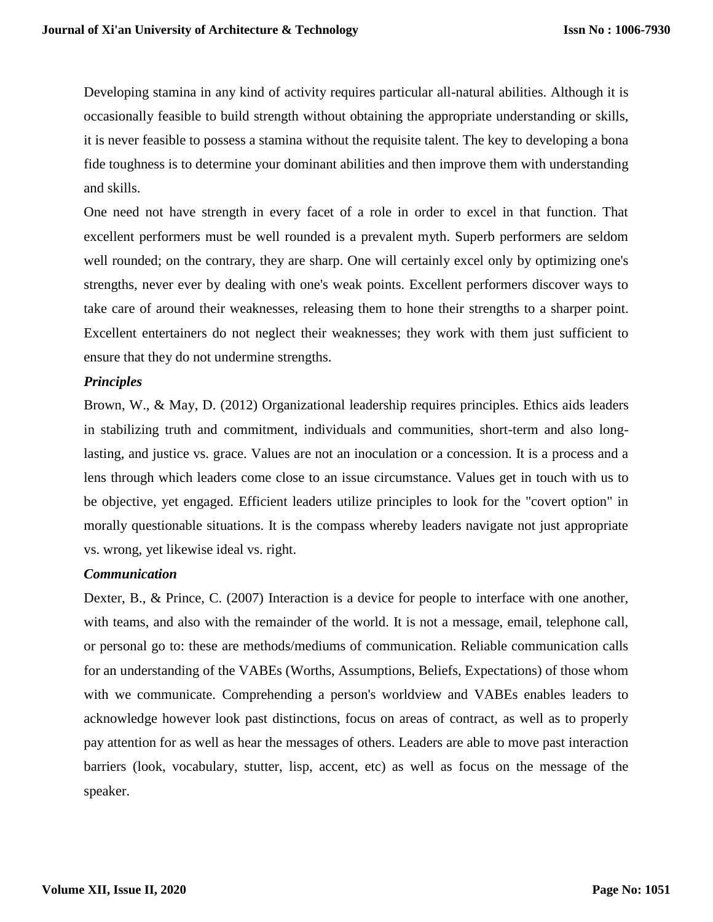Developing stamina in any kind of activity requires particular all-natural abilities. Although it is occasionally feasible to build strength without obtaining the appropriate understanding or skills, it is never feasible to possess a stamina without the requisite talent. The key to developing a bona fide toughness is to determine your dominant abilities and then improve them with understanding and skills.

One need not have strength in every facet of a role in order to excel in that function. That excellent performers must be well rounded is a prevalent myth. Superb performers are seldom well rounded; on the contrary, they are sharp. One will certainly excel only by optimizing one's strengths, never ever by dealing with one's weak points. Excellent performers discover ways to take care of around their weaknesses, releasing them to hone their strengths to a sharper point. Excellent entertainers do not neglect their weaknesses; they work with them just sufficient to ensure that they do not undermine strengths.

***Principles***

Brown, W., & May, D. (2012) Organizational leadership requires principles. Ethics aids leaders in stabilizing truth and commitment, individuals and communities, short-term and also long-lasting, and justice vs. grace. Values are not an inoculation or a concession. It is a process and a lens through which leaders come close to an issue circumstance. Values get in touch with us to be objective, yet engaged. Efficient leaders utilize principles to look for the "covert option" in morally questionable situations. It is the compass whereby leaders navigate not just appropriate vs. wrong, yet likewise ideal vs. right.

***Communication***

Dexter, B., & Prince, C. (2007) Interaction is a device for people to interface with one another, with teams, and also with the remainder of the world. It is not a message, email, telephone call, or personal go to: these are methods/mediums of communication. Reliable communication calls for an understanding of the VABEs (Worths, Assumptions, Beliefs, Expectations) of those whom with we communicate. Comprehending a person's worldview and VABEs enables leaders to acknowledge however look past distinctions, focus on areas of contract, as well as to properly pay attention for as well as hear the messages of others. Leaders are able to move past interaction barriers (look, vocabulary, stutter, lisp, accent, etc) as well as focus on the message of the speaker.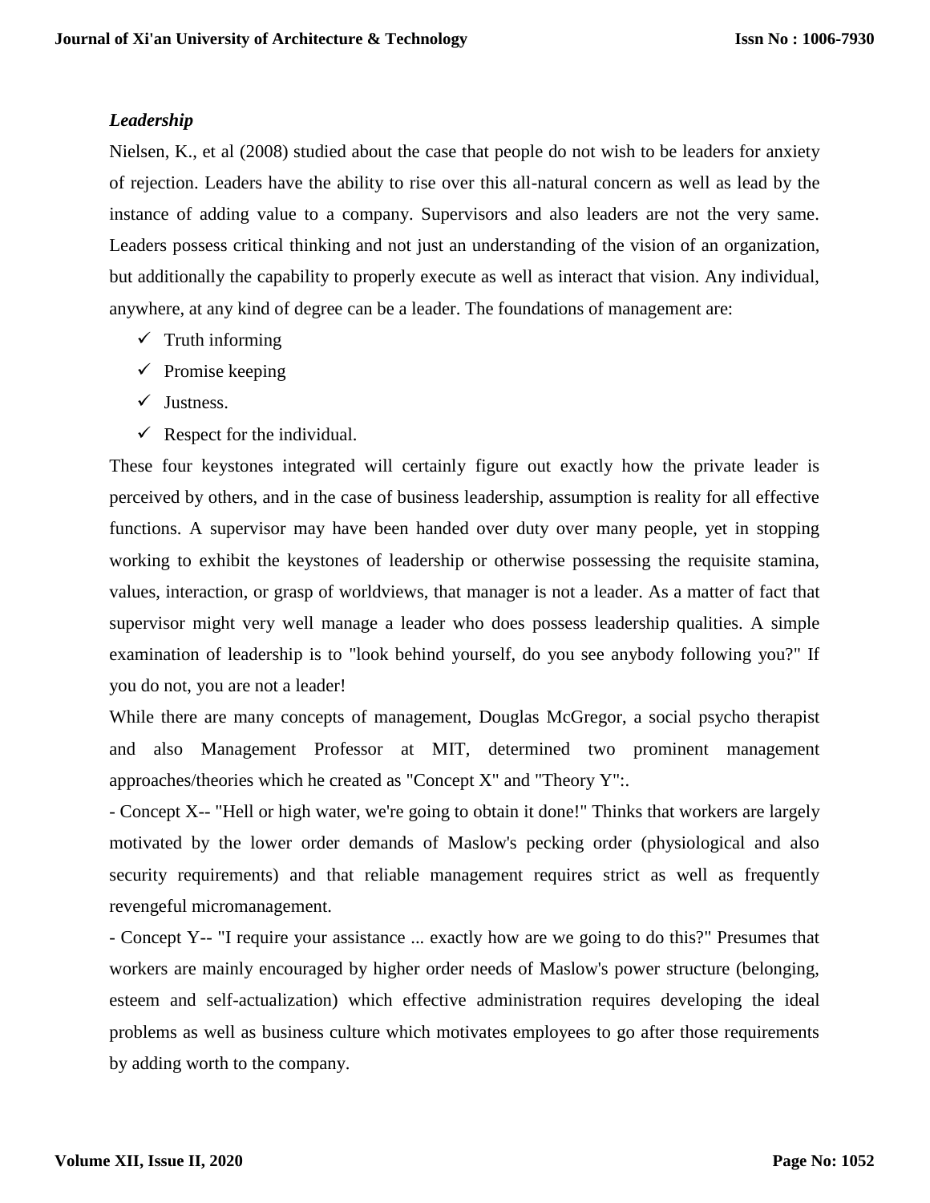### *Leadership*

Nielsen, K., et al (2008) studied about the case that people do not wish to be leaders for anxiety of rejection. Leaders have the ability to rise over this all-natural concern as well as lead by the instance of adding value to a company. Supervisors and also leaders are not the very same. Leaders possess critical thinking and not just an understanding of the vision of an organization, but additionally the capability to properly execute as well as interact that vision. Any individual, anywhere, at any kind of degree can be a leader. The foundations of management are:

- ✓ Truth informing
- ✓ Promise keeping
- ✓ Justness.
- ✓ Respect for the individual.

These four keystones integrated will certainly figure out exactly how the private leader is perceived by others, and in the case of business leadership, assumption is reality for all effective functions. A supervisor may have been handed over duty over many people, yet in stopping working to exhibit the keystones of leadership or otherwise possessing the requisite stamina, values, interaction, or grasp of worldviews, that manager is not a leader. As a matter of fact that supervisor might very well manage a leader who does possess leadership qualities. A simple examination of leadership is to "look behind yourself, do you see anybody following you?" If you do not, you are not a leader!

While there are many concepts of management, Douglas McGregor, a social psycho therapist and also Management Professor at MIT, determined two prominent management approaches/theories which he created as "Concept X" and "Theory Y":.

- Concept X-- "Hell or high water, we're going to obtain it done!" Thinks that workers are largely motivated by the lower order demands of Maslow's pecking order (physiological and also security requirements) and that reliable management requires strict as well as frequently revengeful micromanagement.

- Concept Y-- "I require your assistance ... exactly how are we going to do this?" Presumes that workers are mainly encouraged by higher order needs of Maslow's power structure (belonging, esteem and self-actualization) which effective administration requires developing the ideal problems as well as business culture which motivates employees to go after those requirements by adding worth to the company.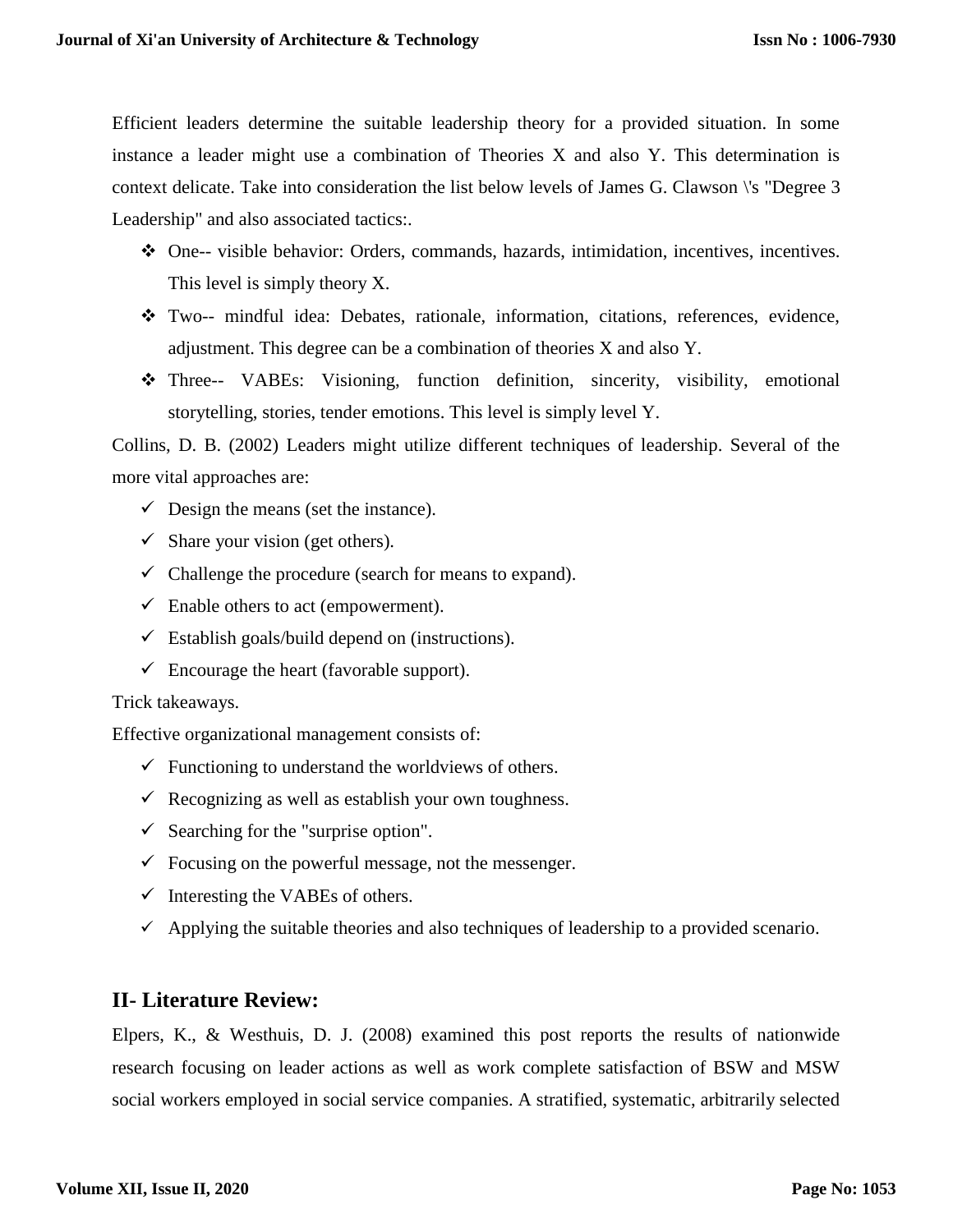Efficient leaders determine the suitable leadership theory for a provided situation. In some instance a leader might use a combination of Theories X and also Y. This determination is context delicate. Take into consideration the list below levels of James G. Clawson \'s "Degree 3 Leadership" and also associated tactics:.

- One-- visible behavior: Orders, commands, hazards, intimidation, incentives, incentives. This level is simply theory X.
- Two-- mindful idea: Debates, rationale, information, citations, references, evidence, adjustment. This degree can be a combination of theories X and also Y.
- Three-- VABEs: Visioning, function definition, sincerity, visibility, emotional storytelling, stories, tender emotions. This level is simply level Y.

Collins, D. B. (2002) Leaders might utilize different techniques of leadership. Several of the more vital approaches are:

- Design the means (set the instance).
- Share your vision (get others).
- Challenge the procedure (search for means to expand).
- Enable others to act (empowerment).
- Establish goals/build depend on (instructions).
- Encourage the heart (favorable support).

Trick takeaways.

Effective organizational management consists of:

- Functioning to understand the worldviews of others.
- Recognizing as well as establish your own toughness.
- Searching for the "surprise option".
- Focusing on the powerful message, not the messenger.
- Interesting the VABEs of others.
- Applying the suitable theories and also techniques of leadership to a provided scenario.

## II- Literature Review:

Elpers, K., & Westhuis, D. J. (2008) examined this post reports the results of nationwide research focusing on leader actions as well as work complete satisfaction of BSW and MSW social workers employed in social service companies. A stratified, systematic, arbitrarily selected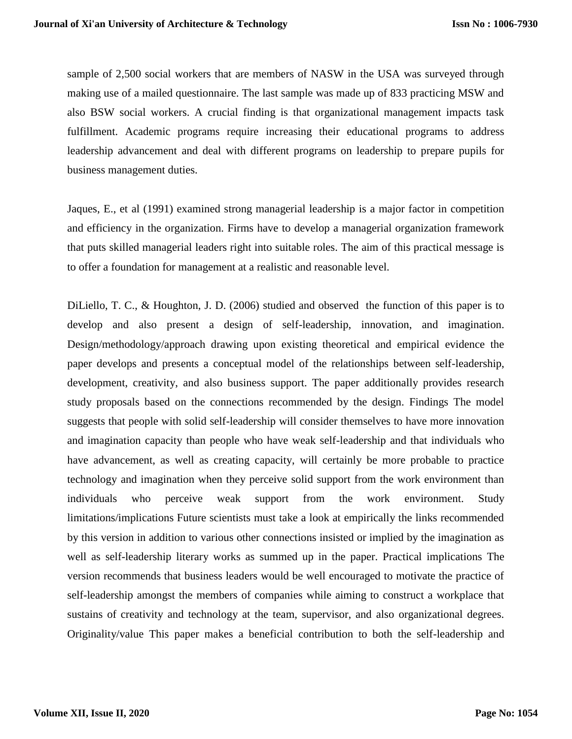sample of 2,500 social workers that are members of NASW in the USA was surveyed through making use of a mailed questionnaire. The last sample was made up of 833 practicing MSW and also BSW social workers. A crucial finding is that organizational management impacts task fulfillment. Academic programs require increasing their educational programs to address leadership advancement and deal with different programs on leadership to prepare pupils for business management duties.

Jaques, E., et al (1991) examined strong managerial leadership is a major factor in competition and efficiency in the organization. Firms have to develop a managerial organization framework that puts skilled managerial leaders right into suitable roles. The aim of this practical message is to offer a foundation for management at a realistic and reasonable level.

DiLiello, T. C., & Houghton, J. D. (2006) studied and observed the function of this paper is to develop and also present a design of self-leadership, innovation, and imagination. Design/methodology/approach drawing upon existing theoretical and empirical evidence the paper develops and presents a conceptual model of the relationships between self-leadership, development, creativity, and also business support. The paper additionally provides research study proposals based on the connections recommended by the design. Findings The model suggests that people with solid self-leadership will consider themselves to have more innovation and imagination capacity than people who have weak self-leadership and that individuals who have advancement, as well as creating capacity, will certainly be more probable to practice technology and imagination when they perceive solid support from the work environment than individuals who perceive weak support from the work environment. Study limitations/implications Future scientists must take a look at empirically the links recommended by this version in addition to various other connections insisted or implied by the imagination as well as self-leadership literary works as summed up in the paper. Practical implications The version recommends that business leaders would be well encouraged to motivate the practice of self-leadership amongst the members of companies while aiming to construct a workplace that sustains of creativity and technology at the team, supervisor, and also organizational degrees. Originality/value This paper makes a beneficial contribution to both the self-leadership and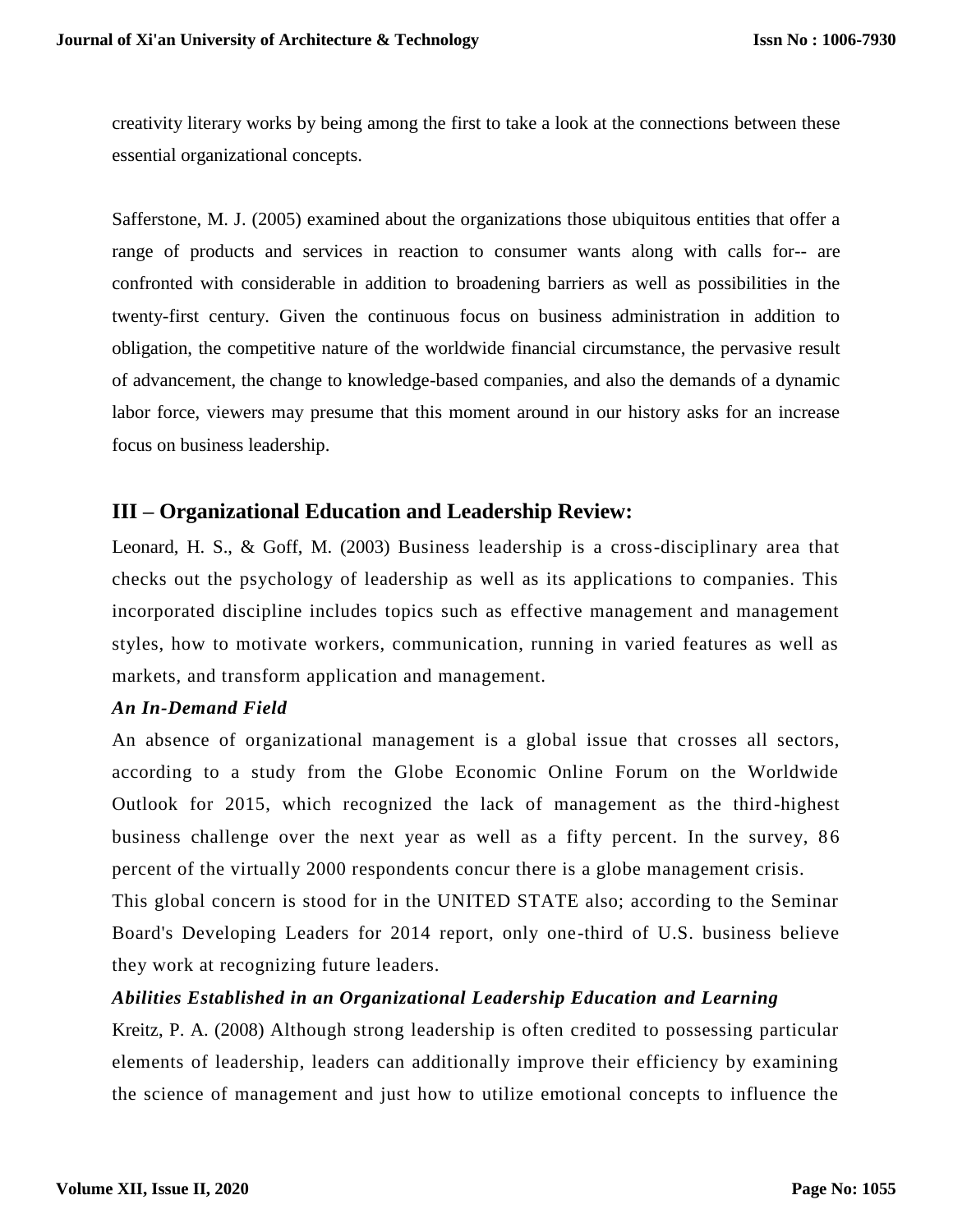creativity literary works by being among the first to take a look at the connections between these essential organizational concepts.

Safferstone, M. J. (2005) examined about the organizations those ubiquitous entities that offer a range of products and services in reaction to consumer wants along with calls for-- are confronted with considerable in addition to broadening barriers as well as possibilities in the twenty-first century. Given the continuous focus on business administration in addition to obligation, the competitive nature of the worldwide financial circumstance, the pervasive result of advancement, the change to knowledge-based companies, and also the demands of a dynamic labor force, viewers may presume that this moment around in our history asks for an increase focus on business leadership.

## III – Organizational Education and Leadership Review:

Leonard, H. S., & Goff, M. (2003) Business leadership is a cross-disciplinary area that checks out the psychology of leadership as well as its applications to companies. This incorporated discipline includes topics such as effective management and management styles, how to motivate workers, communication, running in varied features as well as markets, and transform application and management.

***An In-Demand Field***

An absence of organizational management is a global issue that crosses all sectors, according to a study from the Globe Economic Online Forum on the Worldwide Outlook for 2015, which recognized the lack of management as the third-highest business challenge over the next year as well as a fifty percent. In the survey, 86 percent of the virtually 2000 respondents concur there is a globe management crisis.

This global concern is stood for in the UNITED STATE also; according to the Seminar Board's Developing Leaders for 2014 report, only one-third of U.S. business believe they work at recognizing future leaders.

***Abilities Established in an Organizational Leadership Education and Learning***

Kreitz, P. A. (2008) Although strong leadership is often credited to possessing particular elements of leadership, leaders can additionally improve their efficiency by examining the science of management and just how to utilize emotional concepts to influence the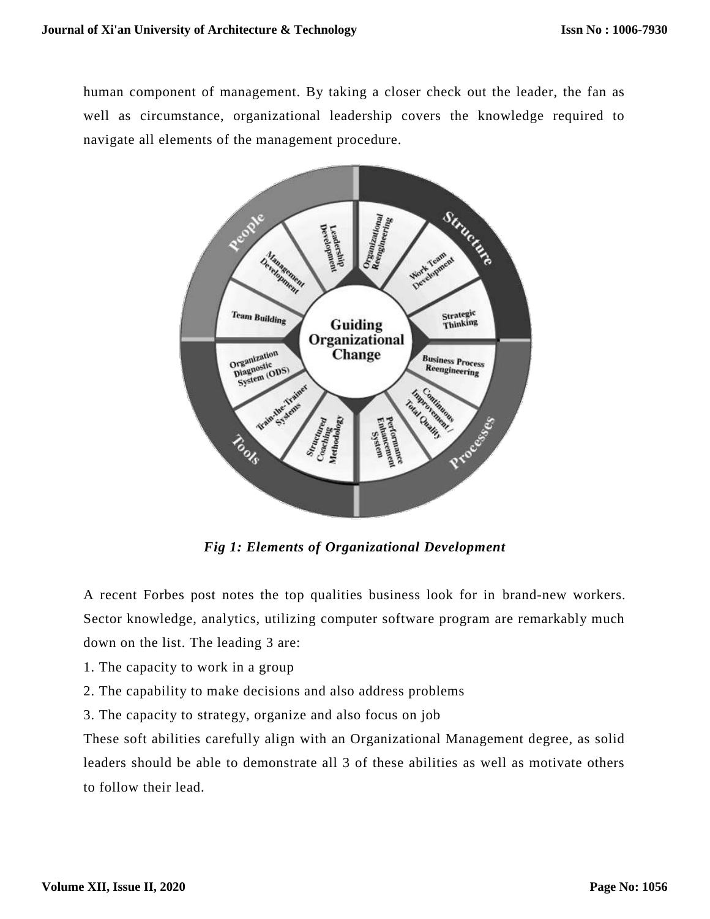human component of management. By taking a closer check out the leader, the fan as well as circumstance, organizational leadership covers the knowledge required to navigate all elements of the management procedure.

*Fig 1: Elements of Organizational Development*

A recent Forbes post notes the top qualities business look for in brand-new workers. Sector knowledge, analytics, utilizing computer software program are remarkably much down on the list. The leading 3 are:

1. The capacity to work in a group
2. The capability to make decisions and also address problems
3. The capacity to strategy, organize and also focus on job

These soft abilities carefully align with an Organizational Management degree, as solid leaders should be able to demonstrate all 3 of these abilities as well as motivate others to follow their lead.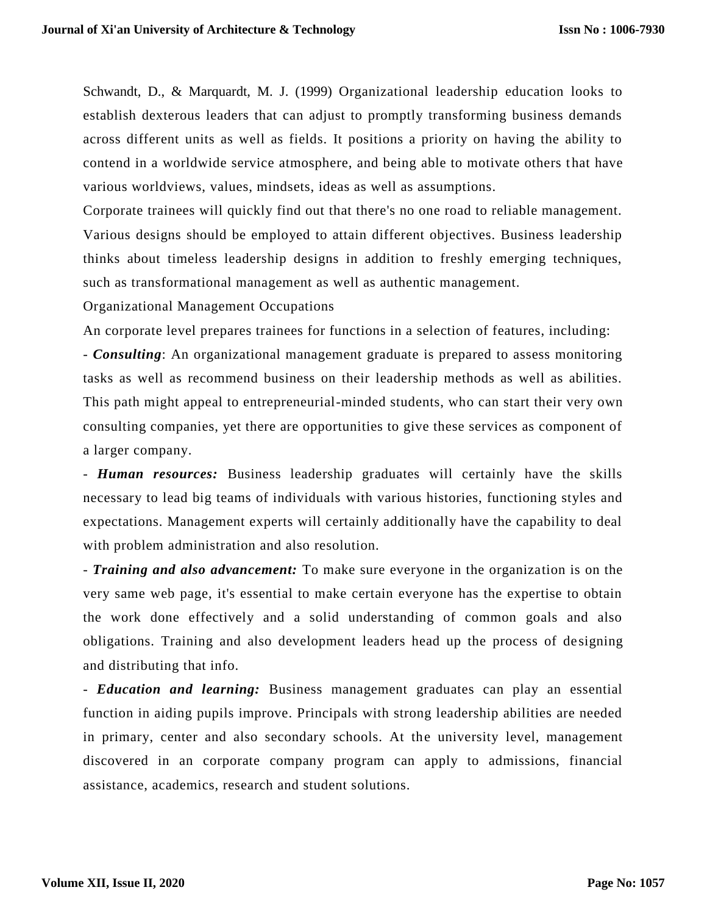Schwandt, D., & Marquardt, M. J. (1999) Organizational leadership education looks to establish dexterous leaders that can adjust to promptly transforming business demands across different units as well as fields. It positions a priority on having the ability to contend in a worldwide service atmosphere, and being able to motivate others that have various worldviews, values, mindsets, ideas as well as assumptions.

Corporate trainees will quickly find out that there's no one road to reliable management. Various designs should be employed to attain different objectives. Business leadership thinks about timeless leadership designs in addition to freshly emerging techniques, such as transformational management as well as authentic management.

Organizational Management Occupations

An corporate level prepares trainees for functions in a selection of features, including:

- ***Consulting***: An organizational management graduate is prepared to assess monitoring tasks as well as recommend business on their leadership methods as well as abilities. This path might appeal to entrepreneurial-minded students, who can start their very own consulting companies, yet there are opportunities to give these services as component of a larger company.

- ***Human resources:*** Business leadership graduates will certainly have the skills necessary to lead big teams of individuals with various histories, functioning styles and expectations. Management experts will certainly additionally have the capability to deal with problem administration and also resolution.

- ***Training and also advancement:*** To make sure everyone in the organization is on the very same web page, it's essential to make certain everyone has the expertise to obtain the work done effectively and a solid understanding of common goals and also obligations. Training and also development leaders head up the process of designing and distributing that info.

- ***Education and learning:*** Business management graduates can play an essential function in aiding pupils improve. Principals with strong leadership abilities are needed in primary, center and also secondary schools. At the university level, management discovered in an corporate company program can apply to admissions, financial assistance, academics, research and student solutions.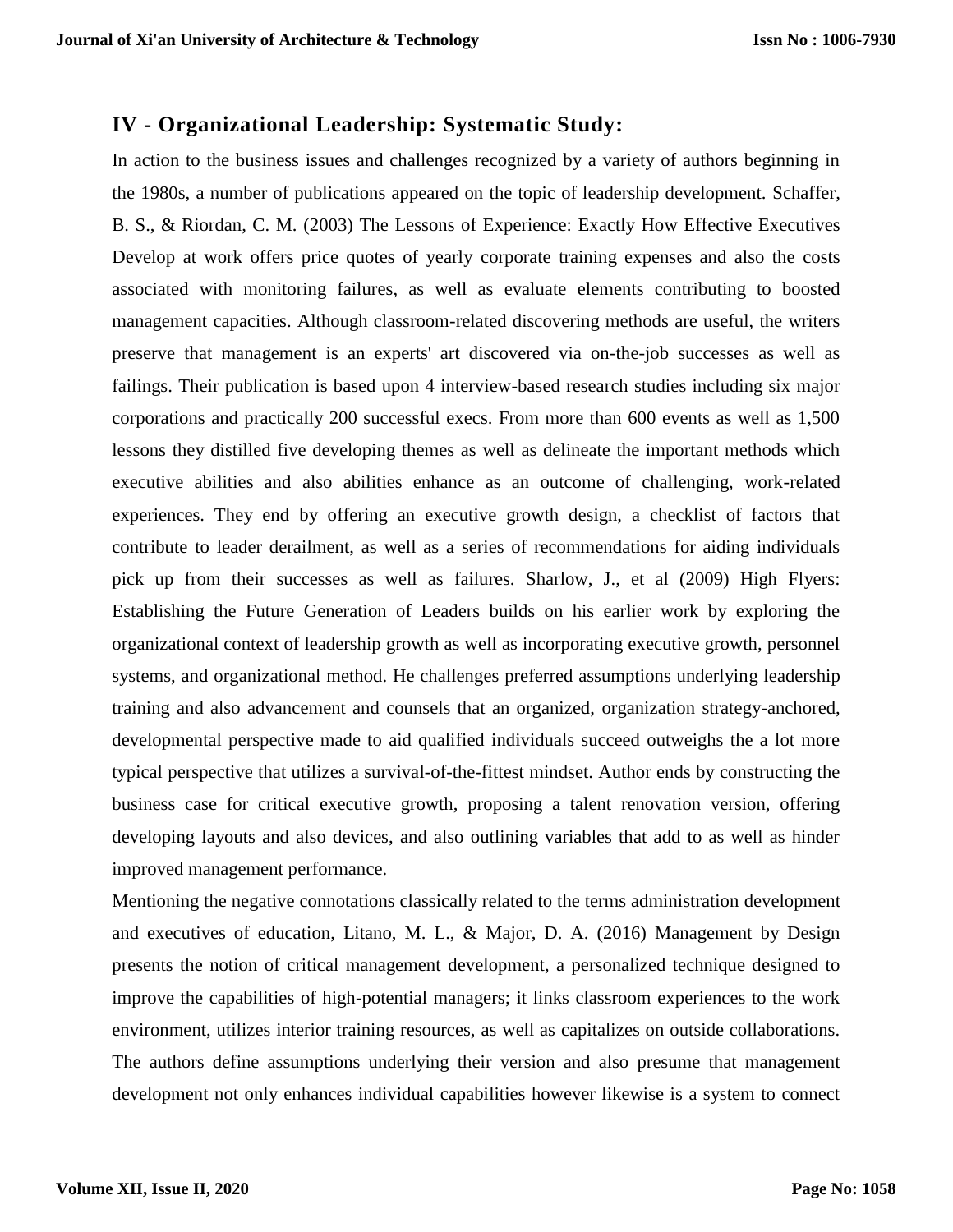## IV - Organizational Leadership: Systematic Study:

In action to the business issues and challenges recognized by a variety of authors beginning in the 1980s, a number of publications appeared on the topic of leadership development. Schaffer, B. S., & Riordan, C. M. (2003) The Lessons of Experience: Exactly How Effective Executives Develop at work offers price quotes of yearly corporate training expenses and also the costs associated with monitoring failures, as well as evaluate elements contributing to boosted management capacities. Although classroom-related discovering methods are useful, the writers preserve that management is an experts' art discovered via on-the-job successes as well as failings. Their publication is based upon 4 interview-based research studies including six major corporations and practically 200 successful execs. From more than 600 events as well as 1,500 lessons they distilled five developing themes as well as delineate the important methods which executive abilities and also abilities enhance as an outcome of challenging, work-related experiences. They end by offering an executive growth design, a checklist of factors that contribute to leader derailment, as well as a series of recommendations for aiding individuals pick up from their successes as well as failures. Sharlow, J., et al (2009) High Flyers: Establishing the Future Generation of Leaders builds on his earlier work by exploring the organizational context of leadership growth as well as incorporating executive growth, personnel systems, and organizational method. He challenges preferred assumptions underlying leadership training and also advancement and counsels that an organized, organization strategy-anchored, developmental perspective made to aid qualified individuals succeed outweighs the a lot more typical perspective that utilizes a survival-of-the-fittest mindset. Author ends by constructing the business case for critical executive growth, proposing a talent renovation version, offering developing layouts and also devices, and also outlining variables that add to as well as hinder improved management performance.

Mentioning the negative connotations classically related to the terms administration development and executives of education, Litano, M. L., & Major, D. A. (2016) Management by Design presents the notion of critical management development, a personalized technique designed to improve the capabilities of high-potential managers; it links classroom experiences to the work environment, utilizes interior training resources, as well as capitalizes on outside collaborations. The authors define assumptions underlying their version and also presume that management development not only enhances individual capabilities however likewise is a system to connect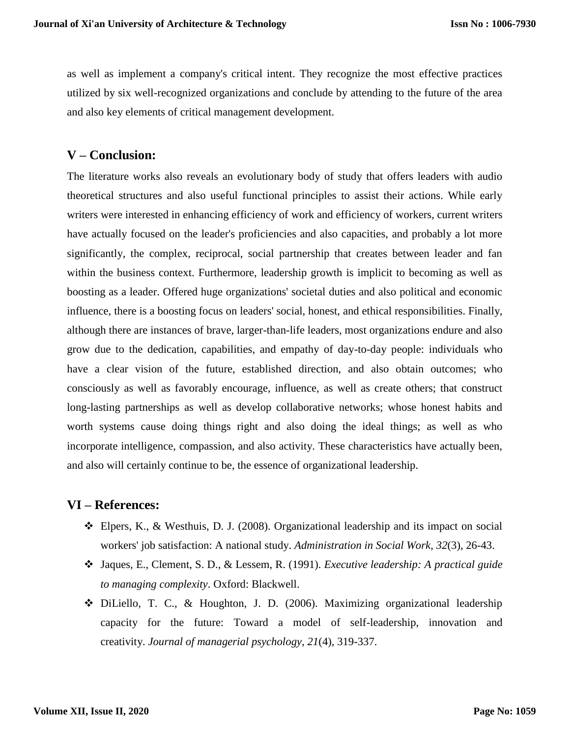as well as implement a company's critical intent. They recognize the most effective practices utilized by six well-recognized organizations and conclude by attending to the future of the area and also key elements of critical management development.

## V – Conclusion:

The literature works also reveals an evolutionary body of study that offers leaders with audio theoretical structures and also useful functional principles to assist their actions. While early writers were interested in enhancing efficiency of work and efficiency of workers, current writers have actually focused on the leader's proficiencies and also capacities, and probably a lot more significantly, the complex, reciprocal, social partnership that creates between leader and fan within the business context. Furthermore, leadership growth is implicit to becoming as well as boosting as a leader. Offered huge organizations' societal duties and also political and economic influence, there is a boosting focus on leaders' social, honest, and ethical responsibilities. Finally, although there are instances of brave, larger-than-life leaders, most organizations endure and also grow due to the dedication, capabilities, and empathy of day-to-day people: individuals who have a clear vision of the future, established direction, and also obtain outcomes; who consciously as well as favorably encourage, influence, as well as create others; that construct long-lasting partnerships as well as develop collaborative networks; whose honest habits and worth systems cause doing things right and also doing the ideal things; as well as who incorporate intelligence, compassion, and also activity. These characteristics have actually been, and also will certainly continue to be, the essence of organizational leadership.

## VI – References:

- Elpers, K., & Westhuis, D. J. (2008). Organizational leadership and its impact on social workers' job satisfaction: A national study. *Administration in Social Work*, *32*(3), 26-43.
- Jaques, E., Clement, S. D., & Lessem, R. (1991). *Executive leadership: A practical guide to managing complexity*. Oxford: Blackwell.
- DiLiello, T. C., & Houghton, J. D. (2006). Maximizing organizational leadership capacity for the future: Toward a model of self-leadership, innovation and creativity. *Journal of managerial psychology*, *21*(4), 319-337.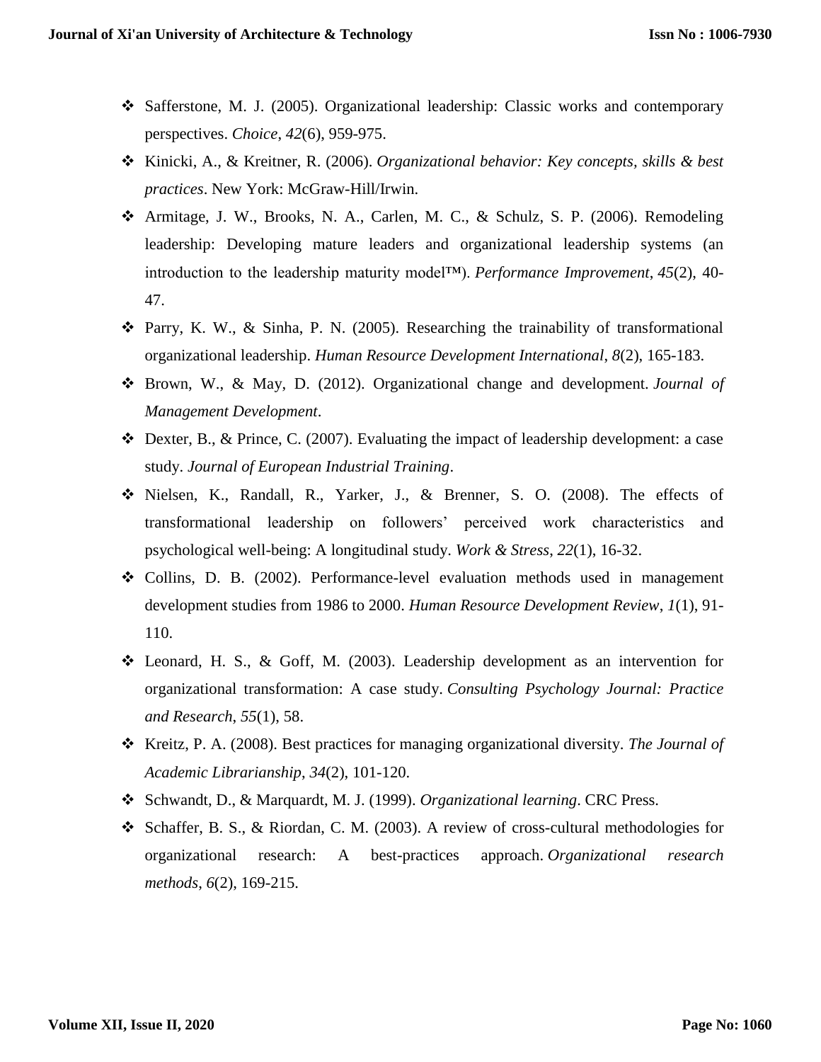- Safferstone, M. J. (2005). Organizational leadership: Classic works and contemporary perspectives. *Choice*, *42*(6), 959-975.
- Kinicki, A., & Kreitner, R. (2006). *Organizational behavior: Key concepts, skills & best practices*. New York: McGraw-Hill/Irwin.
- Armitage, J. W., Brooks, N. A., Carlen, M. C., & Schulz, S. P. (2006). Remodeling leadership: Developing mature leaders and organizational leadership systems (an introduction to the leadership maturity model™). *Performance Improvement*, *45*(2), 40-47.
- Parry, K. W., & Sinha, P. N. (2005). Researching the trainability of transformational organizational leadership. *Human Resource Development International*, *8*(2), 165-183.
- Brown, W., & May, D. (2012). Organizational change and development. *Journal of Management Development*.
- Dexter, B., & Prince, C. (2007). Evaluating the impact of leadership development: a case study. *Journal of European Industrial Training*.
- Nielsen, K., Randall, R., Yarker, J., & Brenner, S. O. (2008). The effects of transformational leadership on followers' perceived work characteristics and psychological well-being: A longitudinal study. *Work & Stress*, *22*(1), 16-32.
- Collins, D. B. (2002). Performance-level evaluation methods used in management development studies from 1986 to 2000. *Human Resource Development Review*, *1*(1), 91-110.
- Leonard, H. S., & Goff, M. (2003). Leadership development as an intervention for organizational transformation: A case study. *Consulting Psychology Journal: Practice and Research*, *55*(1), 58.
- Kreitz, P. A. (2008). Best practices for managing organizational diversity. *The Journal of Academic Librarianship*, *34*(2), 101-120.
- Schwandt, D., & Marquardt, M. J. (1999). *Organizational learning*. CRC Press.
- Schaffer, B. S., & Riordan, C. M. (2003). A review of cross-cultural methodologies for organizational research: A best-practices approach. *Organizational research methods*, *6*(2), 169-215.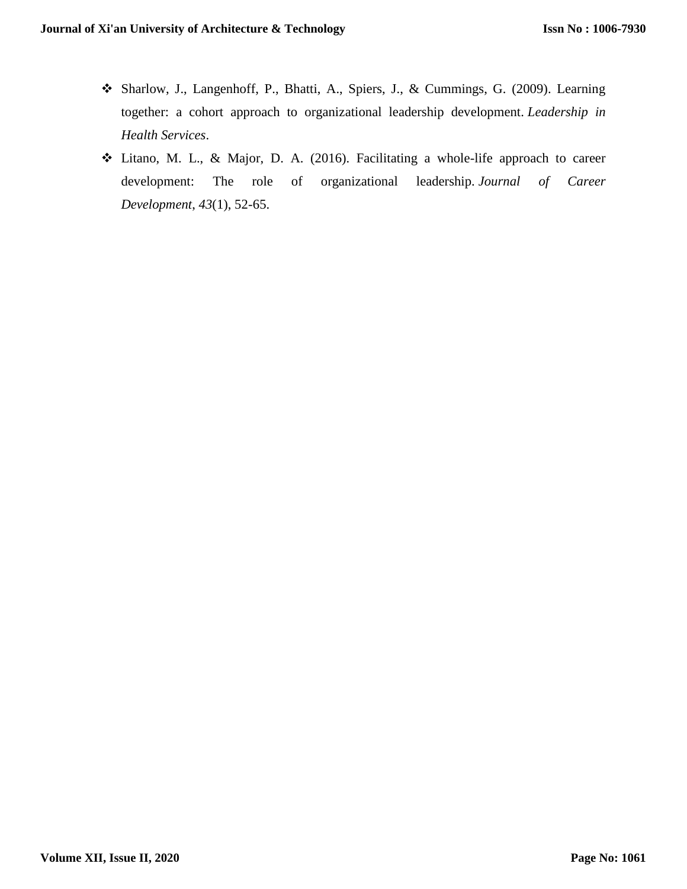- Sharlow, J., Langenhoff, P., Bhatti, A., Spiers, J., & Cummings, G. (2009). Learning together: a cohort approach to organizational leadership development. *Leadership in Health Services*.
- Litano, M. L., & Major, D. A. (2016). Facilitating a whole-life approach to career development: The role of organizational leadership. *Journal of Career Development*, *43*(1), 52-65.